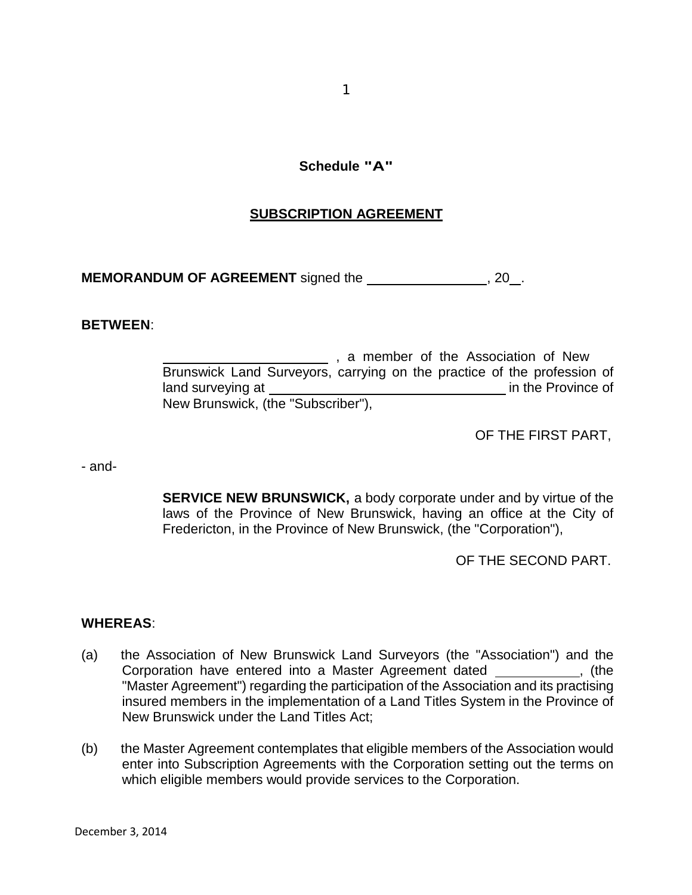**Schedule "A"**

**SUBSCRIPTION AGREEMENT**

**MEMORANDUM OF AGREEMENT** signed the ________________, 20__.

**BETWEEN**:

______________________ , a member of the Association of New Brunswick Land Surveyors, carrying on the practice of the profession of land surveying at ________________________________ in the Province of New Brunswick, (the "Subscriber"),

OF THE FIRST PART,

- and-

**SERVICE NEW BRUNSWICK,** a body corporate under and by virtue of the laws of the Province of New Brunswick, having an office at the City of Fredericton, in the Province of New Brunswick, (the "Corporation"),

OF THE SECOND PART.

**WHEREAS**:

(a) the Association of New Brunswick Land Surveyors (the "Association") and the Corporation have entered into a Master Agreement dated ___________, (the "Master Agreement") regarding the participation of the Association and its practising insured members in the implementation of a Land Titles System in the Province of New Brunswick under the Land Titles Act;

(b) the Master Agreement contemplates that eligible members of the Association would enter into Subscription Agreements with the Corporation setting out the terms on which eligible members would provide services to the Corporation.

December 3, 2014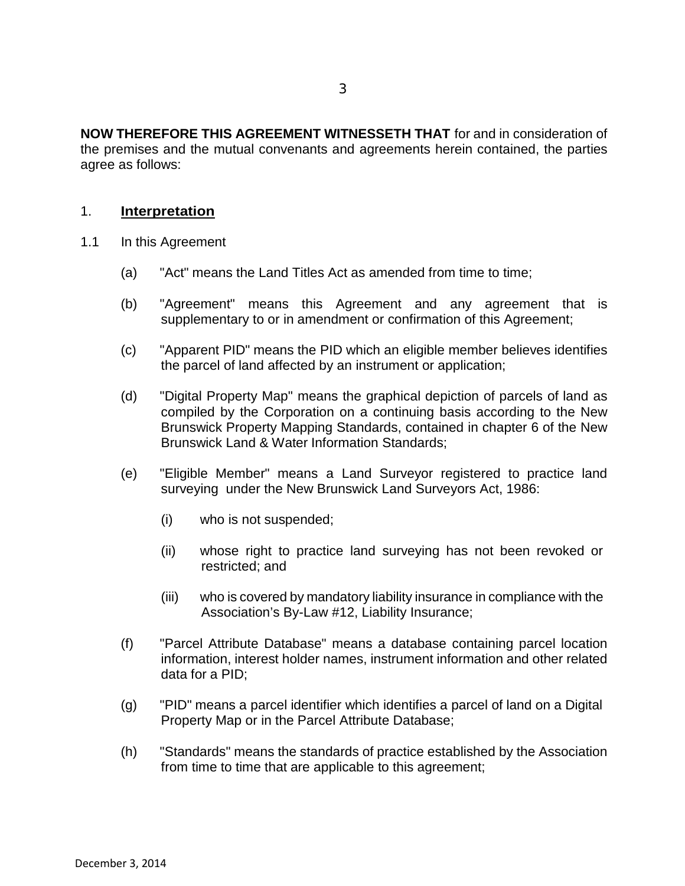**NOW THEREFORE THIS AGREEMENT WITNESSETH THAT** for and in consideration of the premises and the mutual convenants and agreements herein contained, the parties agree as follows:

## 1. **Interpretation**

1.1 In this Agreement

(a) "Act" means the Land Titles Act as amended from time to time;

(b) "Agreement" means this Agreement and any agreement that is supplementary to or in amendment or confirmation of this Agreement;

(c) "Apparent PID" means the PID which an eligible member believes identifies the parcel of land affected by an instrument or application;

(d) "Digital Property Map" means the graphical depiction of parcels of land as compiled by the Corporation on a continuing basis according to the New Brunswick Property Mapping Standards, contained in chapter 6 of the New Brunswick Land & Water Information Standards;

(e) "Eligible Member" means a Land Surveyor registered to practice land surveying under the New Brunswick Land Surveyors Act, 1986:

(i) who is not suspended;

(ii) whose right to practice land surveying has not been revoked or restricted; and

(iii) who is covered by mandatory liability insurance in compliance with the Association's By-Law #12, Liability Insurance;

(f) "Parcel Attribute Database" means a database containing parcel location information, interest holder names, instrument information and other related data for a PID;

(g) "PID" means a parcel identifier which identifies a parcel of land on a Digital Property Map or in the Parcel Attribute Database;

(h) "Standards" means the standards of practice established by the Association from time to time that are applicable to this agreement;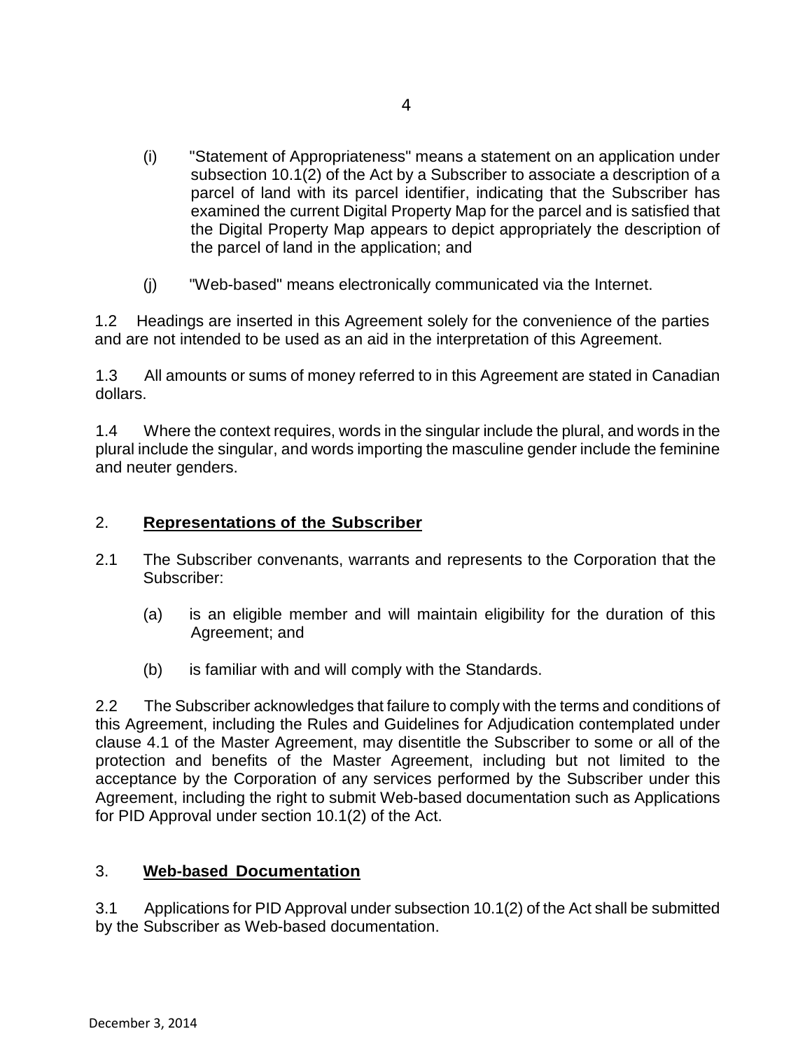(i) "Statement of Appropriateness" means a statement on an application under subsection 10.1(2) of the Act by a Subscriber to associate a description of a parcel of land with its parcel identifier, indicating that the Subscriber has examined the current Digital Property Map for the parcel and is satisfied that the Digital Property Map appears to depict appropriately the description of the parcel of land in the application; and

(j) "Web-based" means electronically communicated via the Internet.

1.2 Headings are inserted in this Agreement solely for the convenience of the parties and are not intended to be used as an aid in the interpretation of this Agreement.

1.3 All amounts or sums of money referred to in this Agreement are stated in Canadian dollars.

1.4 Where the context requires, words in the singular include the plural, and words in the plural include the singular, and words importing the masculine gender include the feminine and neuter genders.

## 2. **Representations of the Subscriber**

2.1 The Subscriber convenants, warrants and represents to the Corporation that the Subscriber:

(a) is an eligible member and will maintain eligibility for the duration of this Agreement; and

(b) is familiar with and will comply with the Standards.

2.2 The Subscriber acknowledges that failure to comply with the terms and conditions of this Agreement, including the Rules and Guidelines for Adjudication contemplated under clause 4.1 of the Master Agreement, may disentitle the Subscriber to some or all of the protection and benefits of the Master Agreement, including but not limited to the acceptance by the Corporation of any services performed by the Subscriber under this Agreement, including the right to submit Web-based documentation such as Applications for PID Approval under section 10.1(2) of the Act.

## 3. **Web-based Documentation**

3.1 Applications for PID Approval under subsection 10.1(2) of the Act shall be submitted by the Subscriber as Web-based documentation.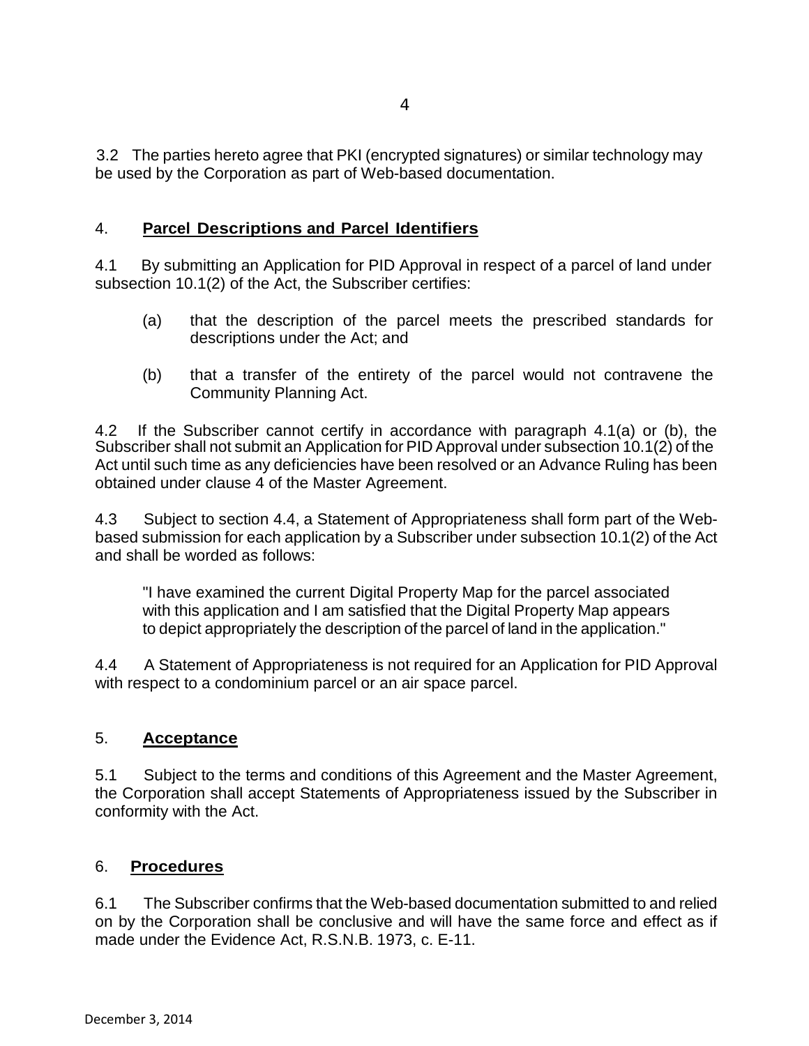3.2 The parties hereto agree that PKI (encrypted signatures) or similar technology may be used by the Corporation as part of Web-based documentation.

## 4. **Parcel Descriptions and Parcel Identifiers**

4.1 By submitting an Application for PID Approval in respect of a parcel of land under subsection 10.1(2) of the Act, the Subscriber certifies:

(a) that the description of the parcel meets the prescribed standards for descriptions under the Act; and

(b) that a transfer of the entirety of the parcel would not contravene the Community Planning Act.

4.2 If the Subscriber cannot certify in accordance with paragraph 4.1(a) or (b), the Subscriber shall not submit an Application for PID Approval under subsection 10.1(2) of the Act until such time as any deficiencies have been resolved or an Advance Ruling has been obtained under clause 4 of the Master Agreement.

4.3 Subject to section 4.4, a Statement of Appropriateness shall form part of the Web-based submission for each application by a Subscriber under subsection 10.1(2) of the Act and shall be worded as follows:

> "I have examined the current Digital Property Map for the parcel associated with this application and I am satisfied that the Digital Property Map appears to depict appropriately the description of the parcel of land in the application."

4.4 A Statement of Appropriateness is not required for an Application for PID Approval with respect to a condominium parcel or an air space parcel.

## 5. **Acceptance**

5.1 Subject to the terms and conditions of this Agreement and the Master Agreement, the Corporation shall accept Statements of Appropriateness issued by the Subscriber in conformity with the Act.

## 6. **Procedures**

6.1 The Subscriber confirms that the Web-based documentation submitted to and relied on by the Corporation shall be conclusive and will have the same force and effect as if made under the Evidence Act, R.S.N.B. 1973, c. E-11.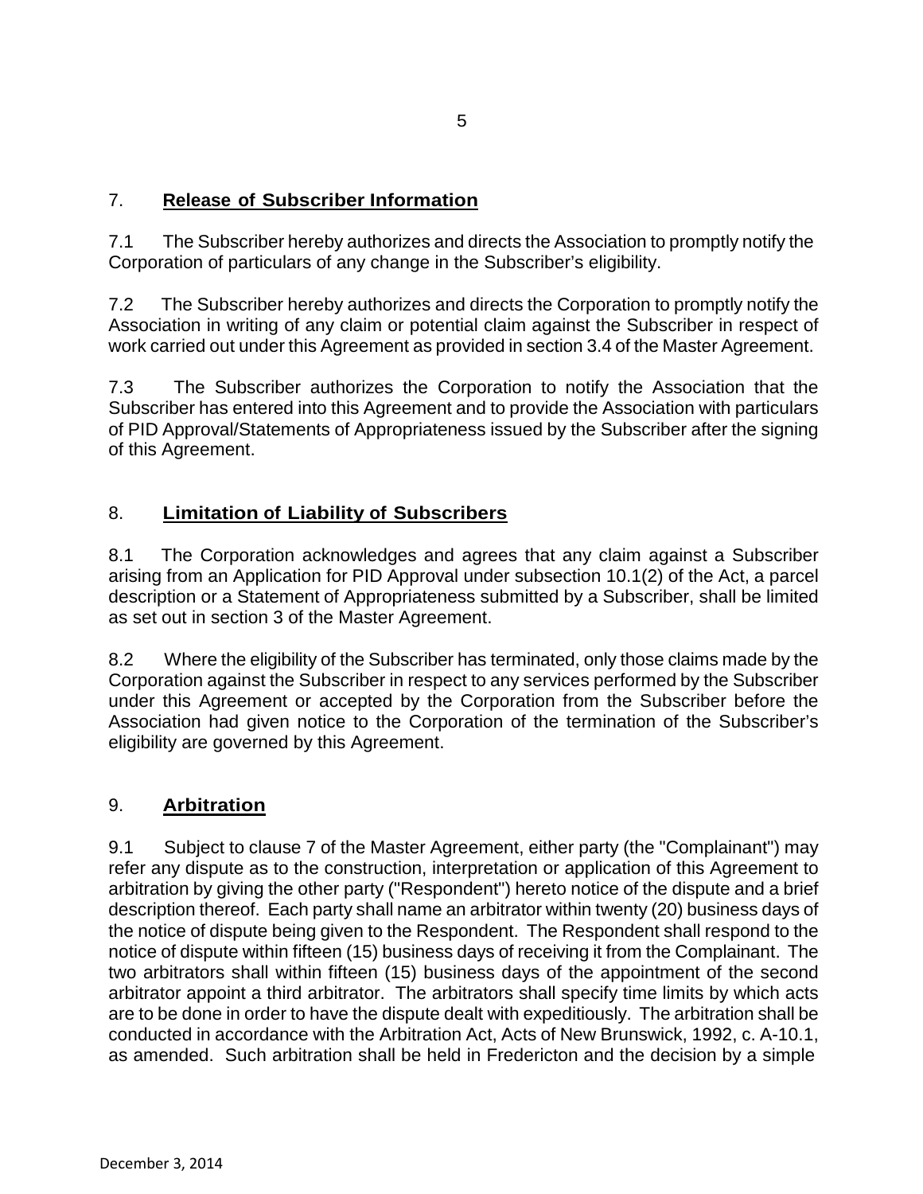## 7. **Release of Subscriber Information**

7.1 The Subscriber hereby authorizes and directs the Association to promptly notify the Corporation of particulars of any change in the Subscriber's eligibility.

7.2 The Subscriber hereby authorizes and directs the Corporation to promptly notify the Association in writing of any claim or potential claim against the Subscriber in respect of work carried out under this Agreement as provided in section 3.4 of the Master Agreement.

7.3 The Subscriber authorizes the Corporation to notify the Association that the Subscriber has entered into this Agreement and to provide the Association with particulars of PID Approval/Statements of Appropriateness issued by the Subscriber after the signing of this Agreement.

## 8. **Limitation of Liability of Subscribers**

8.1 The Corporation acknowledges and agrees that any claim against a Subscriber arising from an Application for PID Approval under subsection 10.1(2) of the Act, a parcel description or a Statement of Appropriateness submitted by a Subscriber, shall be limited as set out in section 3 of the Master Agreement.

8.2 Where the eligibility of the Subscriber has terminated, only those claims made by the Corporation against the Subscriber in respect to any services performed by the Subscriber under this Agreement or accepted by the Corporation from the Subscriber before the Association had given notice to the Corporation of the termination of the Subscriber's eligibility are governed by this Agreement.

## 9. **Arbitration**

9.1 Subject to clause 7 of the Master Agreement, either party (the "Complainant") may refer any dispute as to the construction, interpretation or application of this Agreement to arbitration by giving the other party ("Respondent") hereto notice of the dispute and a brief description thereof. Each party shall name an arbitrator within twenty (20) business days of the notice of dispute being given to the Respondent. The Respondent shall respond to the notice of dispute within fifteen (15) business days of receiving it from the Complainant. The two arbitrators shall within fifteen (15) business days of the appointment of the second arbitrator appoint a third arbitrator. The arbitrators shall specify time limits by which acts are to be done in order to have the dispute dealt with expeditiously. The arbitration shall be conducted in accordance with the Arbitration Act, Acts of New Brunswick, 1992, c. A-10.1, as amended. Such arbitration shall be held in Fredericton and the decision by a simple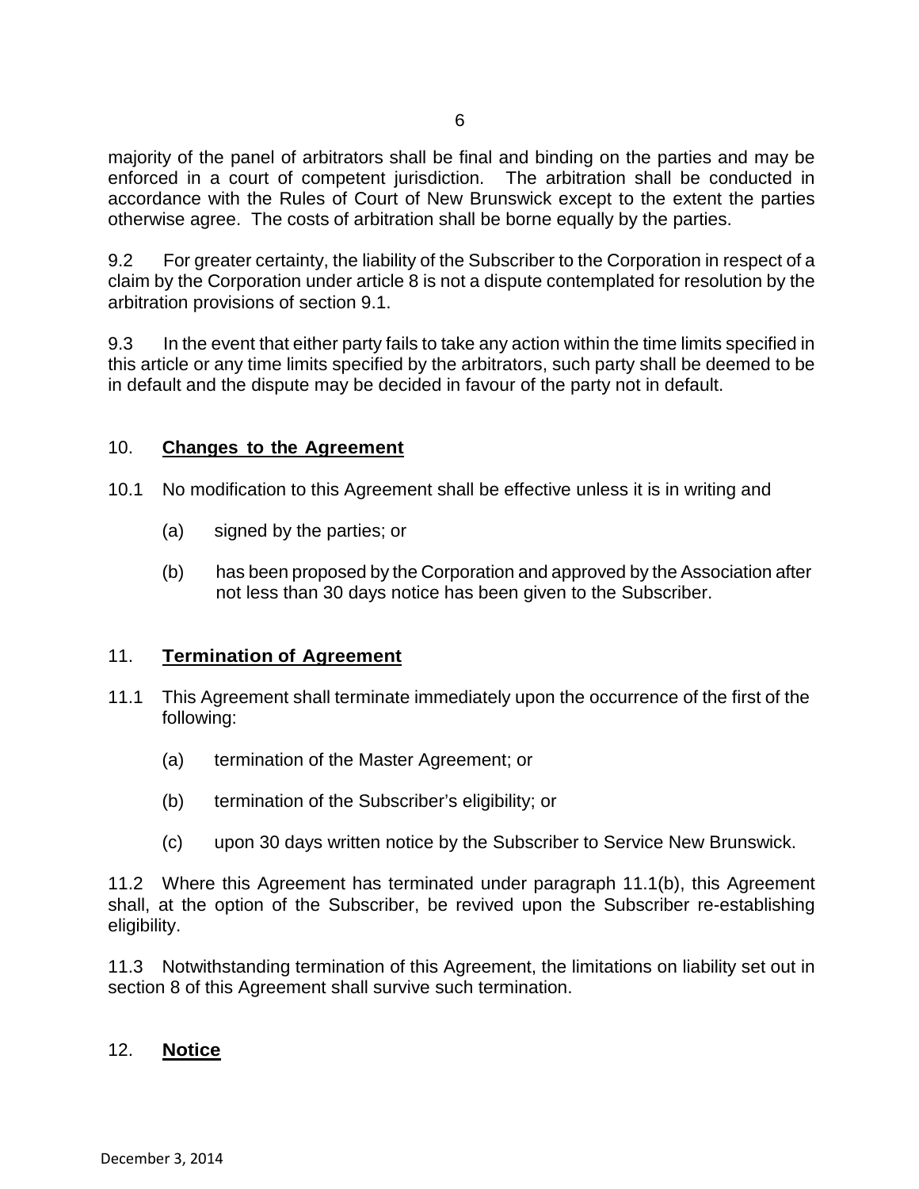majority of the panel of arbitrators shall be final and binding on the parties and may be enforced in a court of competent jurisdiction. The arbitration shall be conducted in accordance with the Rules of Court of New Brunswick except to the extent the parties otherwise agree. The costs of arbitration shall be borne equally by the parties.

9.2 For greater certainty, the liability of the Subscriber to the Corporation in respect of a claim by the Corporation under article 8 is not a dispute contemplated for resolution by the arbitration provisions of section 9.1.

9.3 In the event that either party fails to take any action within the time limits specified in this article or any time limits specified by the arbitrators, such party shall be deemed to be in default and the dispute may be decided in favour of the party not in default.

## 10. **Changes to the Agreement**

10.1 No modification to this Agreement shall be effective unless it is in writing and

(a) signed by the parties; or

(b) has been proposed by the Corporation and approved by the Association after not less than 30 days notice has been given to the Subscriber.

## 11. **Termination of Agreement**

11.1 This Agreement shall terminate immediately upon the occurrence of the first of the following:

(a) termination of the Master Agreement; or

(b) termination of the Subscriber's eligibility; or

(c) upon 30 days written notice by the Subscriber to Service New Brunswick.

11.2 Where this Agreement has terminated under paragraph 11.1(b), this Agreement shall, at the option of the Subscriber, be revived upon the Subscriber re-establishing eligibility.

11.3 Notwithstanding termination of this Agreement, the limitations on liability set out in section 8 of this Agreement shall survive such termination.

## 12. **Notice**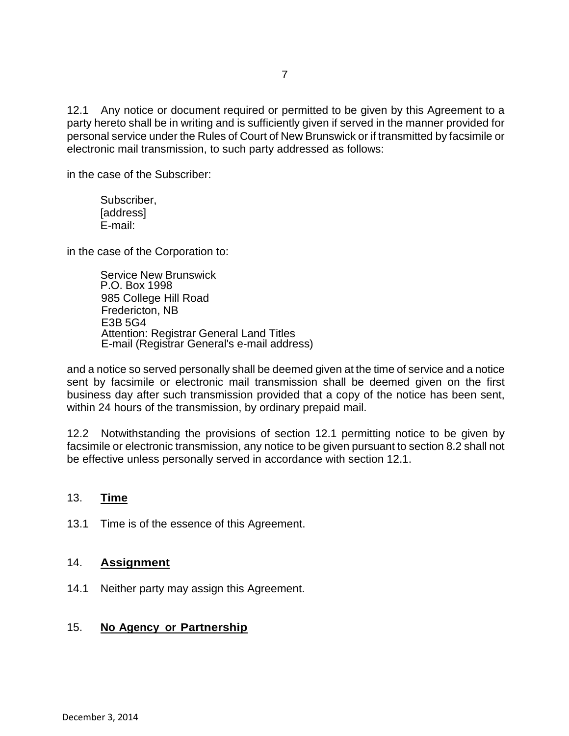12.1 Any notice or document required or permitted to be given by this Agreement to a party hereto shall be in writing and is sufficiently given if served in the manner provided for personal service under the Rules of Court of New Brunswick or if transmitted by facsimile or electronic mail transmission, to such party addressed as follows:

in the case of the Subscriber:

> Subscriber,
> [address]
> E-mail:

in the case of the Corporation to:

> Service New Brunswick
> P.O. Box 1998
> 985 College Hill Road
> Fredericton, NB
> E3B 5G4
> Attention: Registrar General Land Titles
> E-mail (Registrar General's e-mail address)

and a notice so served personally shall be deemed given at the time of service and a notice sent by facsimile or electronic mail transmission shall be deemed given on the first business day after such transmission provided that a copy of the notice has been sent, within 24 hours of the transmission, by ordinary prepaid mail.

12.2 Notwithstanding the provisions of section 12.1 permitting notice to be given by facsimile or electronic transmission, any notice to be given pursuant to section 8.2 shall not be effective unless personally served in accordance with section 12.1.

## 13. **Time**

13.1 Time is of the essence of this Agreement.

## 14. **Assignment**

14.1 Neither party may assign this Agreement.

## 15. **No Agency or Partnership**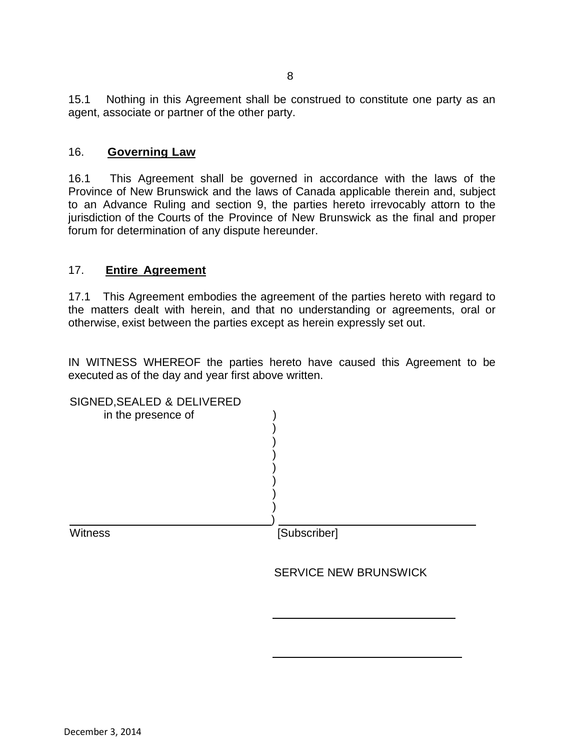15.1 Nothing in this Agreement shall be construed to constitute one party as an agent, associate or partner of the other party.

## 16. **Governing Law**

16.1 This Agreement shall be governed in accordance with the laws of the Province of New Brunswick and the laws of Canada applicable therein and, subject to an Advance Ruling and section 9, the parties hereto irrevocably attorn to the jurisdiction of the Courts of the Province of New Brunswick as the final and proper forum for determination of any dispute hereunder.

## 17. **Entire Agreement**

17.1 This Agreement embodies the agreement of the parties hereto with regard to the matters dealt with herein, and that no understanding or agreements, oral or otherwise, exist between the parties except as herein expressly set out.

IN WITNESS WHEREOF the parties hereto have caused this Agreement to be executed as of the day and year first above written.

SIGNED,SEALED & DELIVERED
in the presence of

| | |
|---|---|
| ______________________________ | ______________________________ |
| Witness | [Subscriber] |

SERVICE NEW BRUNSWICK

______________________________

______________________________

December 3, 2014